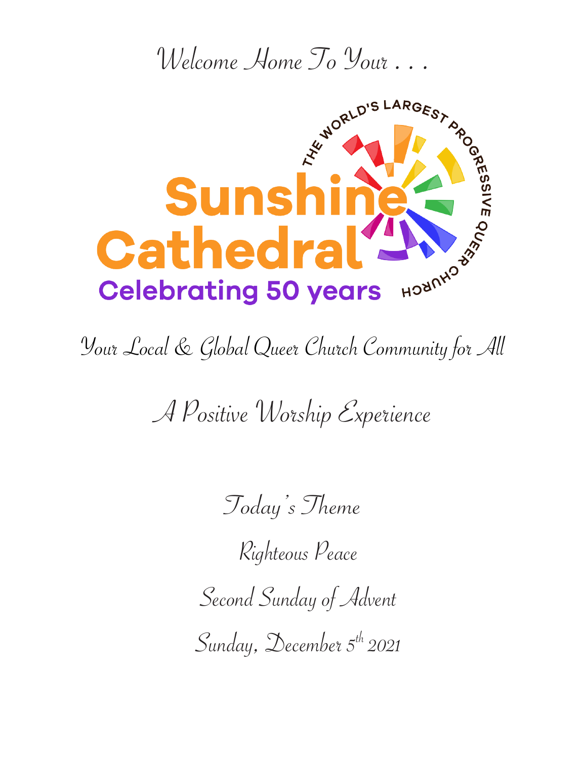Welcome Home To Your . . .

THE WORLD'S LARGEST PROGRESSIVE QUEER CHURCH

# Sunshine Cathedral

**Celebrating 50 years**

Your Local & Global Queer Church Community for All

## A Positive Worship Experience

Today's Theme

Righteous Peace

Second Sunday of Advent

Sunday, December 5th 2021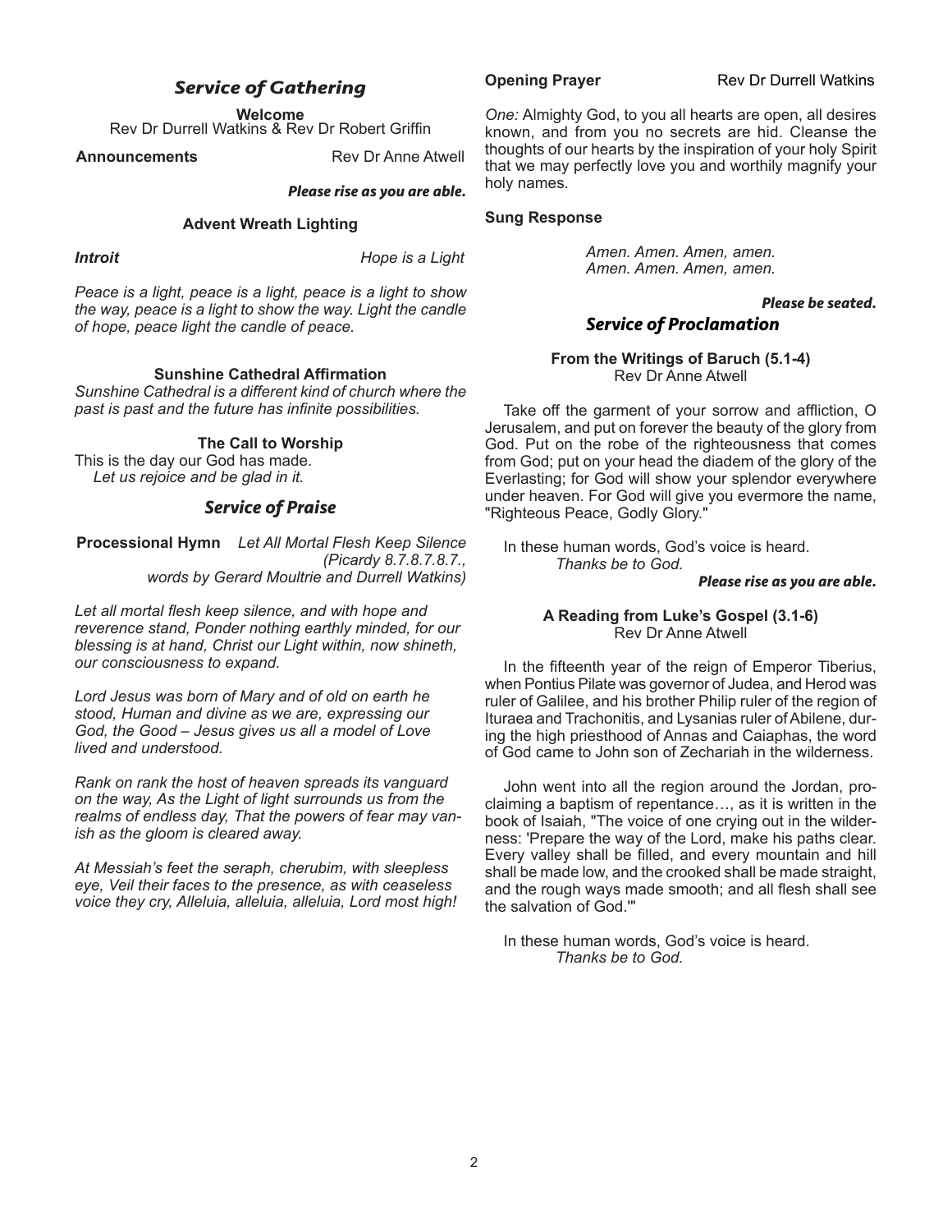## *Service of Gathering*

**Welcome**
Rev Dr Durrell Watkins & Rev Dr Robert Griffin

**Announcements** Rev Dr Anne Atwell

***Please rise as you are able.***

**Advent Wreath Lighting**

***Introit*** *Hope is a Light*

*Peace is a light, peace is a light, peace is a light to show the way, peace is a light to show the way. Light the candle of hope, peace light the candle of peace.*

**Sunshine Cathedral Affirmation**

*Sunshine Cathedral is a different kind of church where the past is past and the future has infinite possibilities.*

**The Call to Worship**

This is the day our God has made.
*Let us rejoice and be glad in it.*

## *Service of Praise*

**Processional Hymn** *Let All Mortal Flesh Keep Silence (Picardy 8.7.8.7.8.7., words by Gerard Moultrie and Durrell Watkins)*

*Let all mortal flesh keep silence, and with hope and reverence stand, Ponder nothing earthly minded, for our blessing is at hand, Christ our Light within, now shineth, our consciousness to expand.*

*Lord Jesus was born of Mary and of old on earth he stood, Human and divine as we are, expressing our God, the Good – Jesus gives us all a model of Love lived and understood.*

*Rank on rank the host of heaven spreads its vanguard on the way, As the Light of light surrounds us from the realms of endless day, That the powers of fear may vanish as the gloom is cleared away.*

*At Messiah's feet the seraph, cherubim, with sleepless eye, Veil their faces to the presence, as with ceaseless voice they cry, Alleluia, alleluia, alleluia, Lord most high!*

**Opening Prayer** Rev Dr Durrell Watkins

*One:* Almighty God, to you all hearts are open, all desires known, and from you no secrets are hid. Cleanse the thoughts of our hearts by the inspiration of your holy Spirit that we may perfectly love you and worthily magnify your holy names.

**Sung Response**

*Amen. Amen. Amen, amen.*
*Amen. Amen. Amen, amen.*

***Please be seated.***

## *Service of Proclamation*

**From the Writings of Baruch (5.1-4)**
Rev Dr Anne Atwell

Take off the garment of your sorrow and affliction, O Jerusalem, and put on forever the beauty of the glory from God. Put on the robe of the righteousness that comes from God; put on your head the diadem of the glory of the Everlasting; for God will show your splendor everywhere under heaven. For God will give you evermore the name, "Righteous Peace, Godly Glory."

In these human words, God's voice is heard.
*Thanks be to God.*

***Please rise as you are able.***

**A Reading from Luke's Gospel (3.1-6)**
Rev Dr Anne Atwell

In the fifteenth year of the reign of Emperor Tiberius, when Pontius Pilate was governor of Judea, and Herod was ruler of Galilee, and his brother Philip ruler of the region of Ituraea and Trachonitis, and Lysanias ruler of Abilene, during the high priesthood of Annas and Caiaphas, the word of God came to John son of Zechariah in the wilderness.

John went into all the region around the Jordan, proclaiming a baptism of repentance…, as it is written in the book of Isaiah, "The voice of one crying out in the wilderness: 'Prepare the way of the Lord, make his paths clear. Every valley shall be filled, and every mountain and hill shall be made low, and the crooked shall be made straight, and the rough ways made smooth; and all flesh shall see the salvation of God.'"

In these human words, God's voice is heard.
*Thanks be to God.*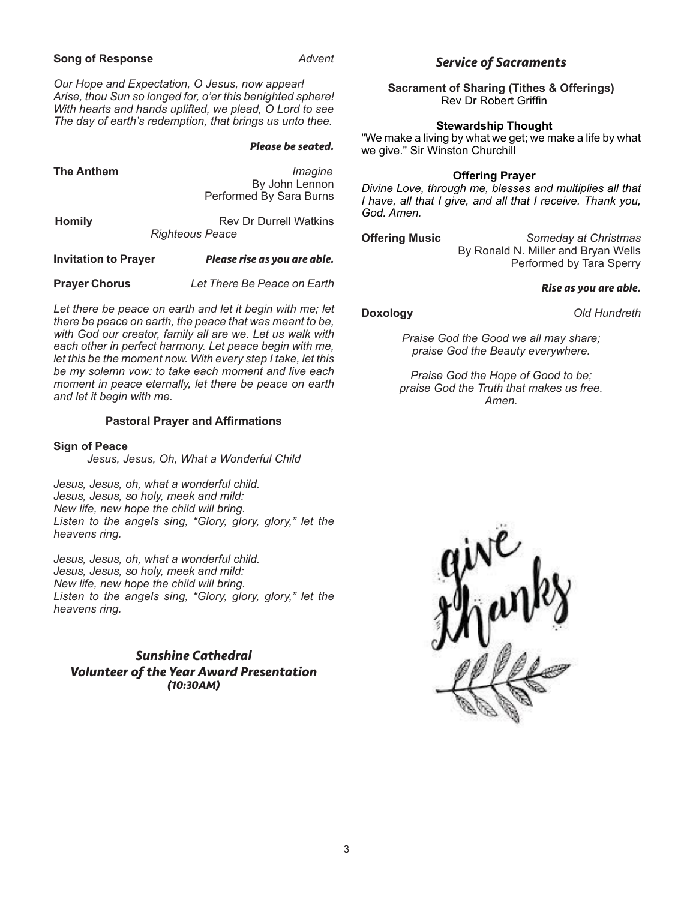**Song of Response** *Advent*

*Our Hope and Expectation, O Jesus, now appear!*
*Arise, thou Sun so longed for, o'er this benighted sphere!*
*With hearts and hands uplifted, we plead, O Lord to see*
*The day of earth's redemption, that brings us unto thee.*

***Please be seated.***

**The Anthem** *Imagine*
By John Lennon
Performed By Sara Burns

**Homily** Rev Dr Durrell Watkins
*Righteous Peace*

**Invitation to Prayer** ***Please rise as you are able.***

**Prayer Chorus** *Let There Be Peace on Earth*

*Let there be peace on earth and let it begin with me; let there be peace on earth, the peace that was meant to be, with God our creator, family all are we. Let us walk with each other in perfect harmony. Let peace begin with me, let this be the moment now. With every step I take, let this be my solemn vow: to take each moment and live each moment in peace eternally, let there be peace on earth and let it begin with me.*

**Pastoral Prayer and Affirmations**

**Sign of Peace**
*Jesus, Jesus, Oh, What a Wonderful Child*

*Jesus, Jesus, oh, what a wonderful child.*
*Jesus, Jesus, so holy, meek and mild:*
*New life, new hope the child will bring.*
*Listen to the angels sing, "Glory, glory, glory," let the heavens ring.*

*Jesus, Jesus, oh, what a wonderful child.*
*Jesus, Jesus, so holy, meek and mild:*
*New life, new hope the child will bring.*
*Listen to the angels sing, "Glory, glory, glory," let the heavens ring.*

## *Sunshine Cathedral Volunteer of the Year Award Presentation (10:30AM)*

## *Service of Sacraments*

**Sacrament of Sharing (Tithes & Offerings)**
Rev Dr Robert Griffin

**Stewardship Thought**
"We make a living by what we get; we make a life by what we give." Sir Winston Churchill

**Offering Prayer**
*Divine Love, through me, blesses and multiplies all that I have, all that I give, and all that I receive. Thank you, God. Amen.*

**Offering Music** *Someday at Christmas*
By Ronald N. Miller and Bryan Wells
Performed by Tara Sperry

***Rise as you are able.***

**Doxology** *Old Hundreth*

*Praise God the Good we all may share;*
*praise God the Beauty everywhere.*

*Praise God the Hope of Good to be;*
*praise God the Truth that makes us free.*
*Amen.*

give thanks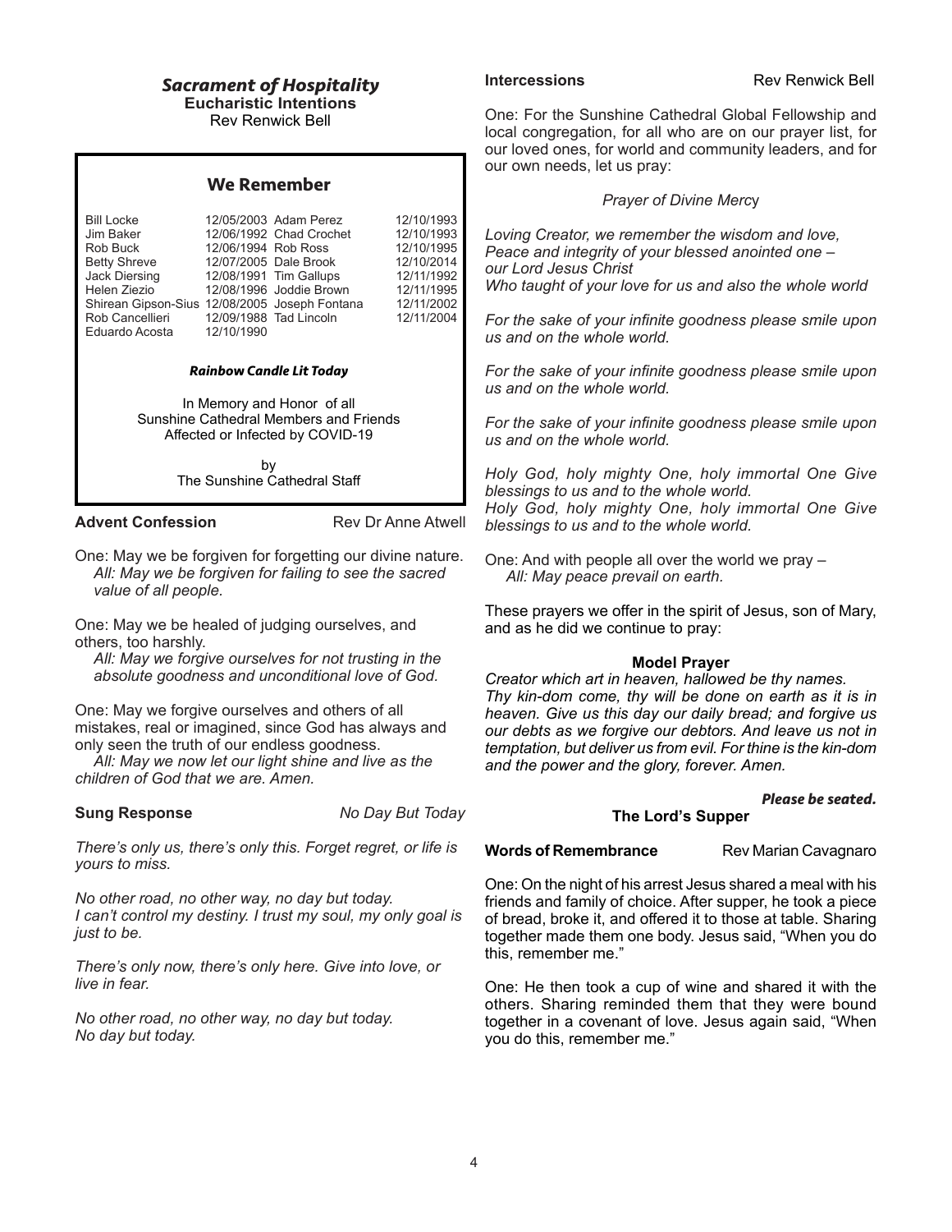### *Sacrament of Hospitality*

**Eucharistic Intentions**

Rev Renwick Bell

## We Remember

| | | | |
|---|---|---|---|
| Bill Locke | 12/05/2003 | Adam Perez | 12/10/1993 |
| Jim Baker | 12/06/1992 | Chad Crochet | 12/10/1993 |
| Rob Buck | 12/06/1994 | Rob Ross | 12/10/1995 |
| Betty Shreve | 12/07/2005 | Dale Brook | 12/10/2014 |
| Jack Diersing | 12/08/1991 | Tim Gallups | 12/11/1992 |
| Helen Ziezio | 12/08/1996 | Joddie Brown | 12/11/1995 |
| Shirean Gipson-Sius | 12/08/2005 | Joseph Fontana | 12/11/2002 |
| Rob Cancellieri | 12/09/1988 | Tad Lincoln | 12/11/2004 |
| Eduardo Acosta | 12/10/1990 | | |

***Rainbow Candle Lit Today***

In Memory and Honor of all Sunshine Cathedral Members and Friends Affected or Infected by COVID-19

by
The Sunshine Cathedral Staff

**Advent Confession** Rev Dr Anne Atwell

One: May we be forgiven for forgetting our divine nature.
*All: May we be forgiven for failing to see the sacred value of all people.*

One: May we be healed of judging ourselves, and others, too harshly.
*All: May we forgive ourselves for not trusting in the absolute goodness and unconditional love of God.*

One: May we forgive ourselves and others of all mistakes, real or imagined, since God has always and only seen the truth of our endless goodness.
*All: May we now let our light shine and live as the children of God that we are. Amen.*

**Sung Response** *No Day But Today*

*There's only us, there's only this. Forget regret, or life is yours to miss.*

*No other road, no other way, no day but today.*
*I can't control my destiny. I trust my soul, my only goal is just to be.*

*There's only now, there's only here. Give into love, or live in fear.*

*No other road, no other way, no day but today.*
*No day but today.*

**Intercessions** Rev Renwick Bell

One: For the Sunshine Cathedral Global Fellowship and local congregation, for all who are on our prayer list, for our loved ones, for world and community leaders, and for our own needs, let us pray:

*Prayer of Divine Mercy*

*Loving Creator, we remember the wisdom and love,*
*Peace and integrity of your blessed anointed one –*
*our Lord Jesus Christ*
*Who taught of your love for us and also the whole world*

*For the sake of your infinite goodness please smile upon us and on the whole world.*

*For the sake of your infinite goodness please smile upon us and on the whole world.*

*For the sake of your infinite goodness please smile upon us and on the whole world.*

*Holy God, holy mighty One, holy immortal One Give blessings to us and to the whole world.*
*Holy God, holy mighty One, holy immortal One Give blessings to us and to the whole world.*

One: And with people all over the world we pray –
*All: May peace prevail on earth.*

These prayers we offer in the spirit of Jesus, son of Mary, and as he did we continue to pray:

**Model Prayer**

*Creator which art in heaven, hallowed be thy names. Thy kin-dom come, thy will be done on earth as it is in heaven. Give us this day our daily bread; and forgive us our debts as we forgive our debtors. And leave us not in temptation, but deliver us from evil. For thine is the kin-dom and the power and the glory, forever. Amen.*

***Please be seated.***

**The Lord's Supper**

**Words of Remembrance** Rev Marian Cavagnaro

One: On the night of his arrest Jesus shared a meal with his friends and family of choice. After supper, he took a piece of bread, broke it, and offered it to those at table. Sharing together made them one body. Jesus said, "When you do this, remember me."

One: He then took a cup of wine and shared it with the others. Sharing reminded them that they were bound together in a covenant of love. Jesus again said, "When you do this, remember me."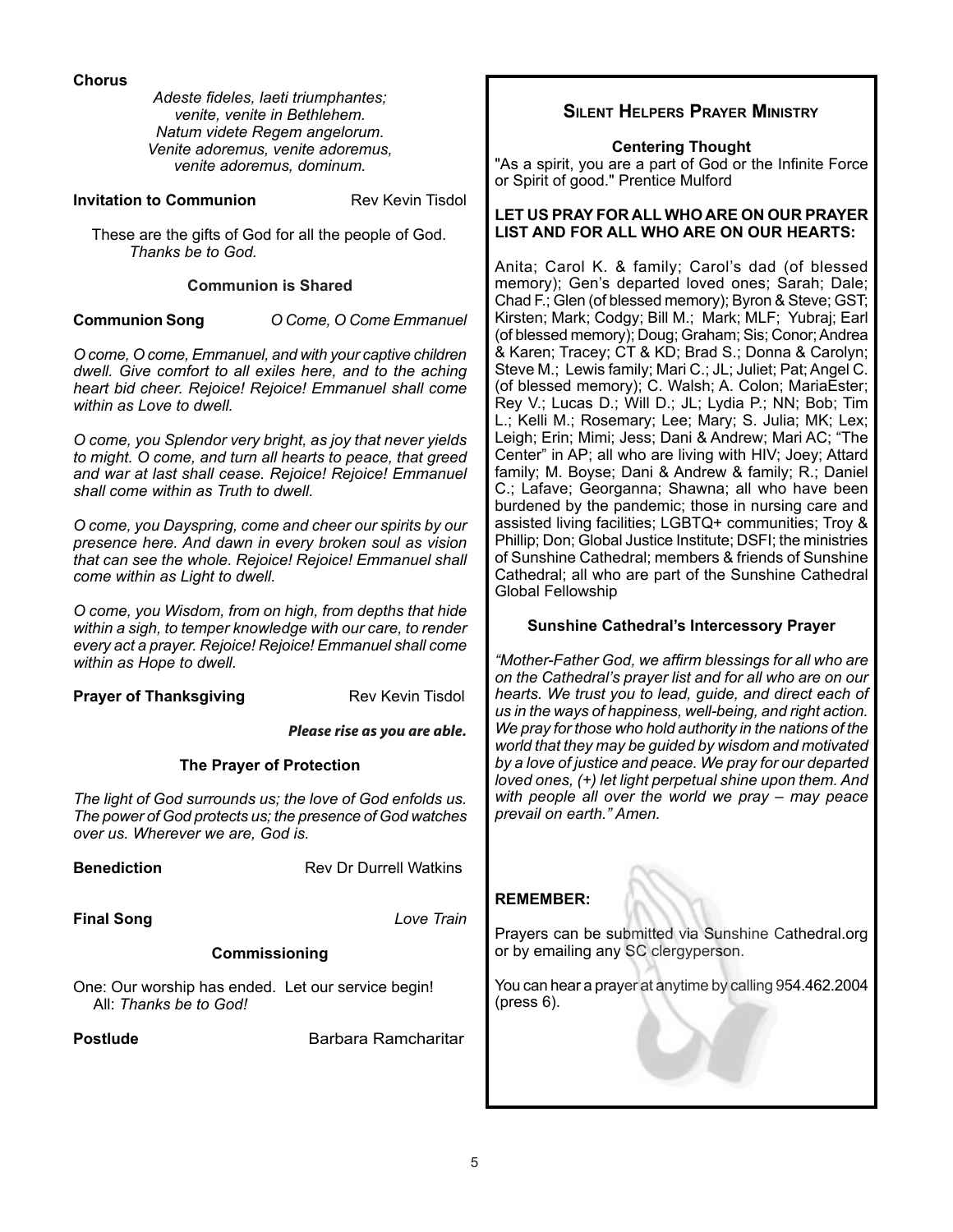**Chorus**

*Adeste fideles, laeti triumphantes;*
*venite, venite in Bethlehem.*
*Natum videte Regem angelorum.*
*Venite adoremus, venite adoremus,*
*venite adoremus, dominum.*

**Invitation to Communion** Rev Kevin Tisdol

These are the gifts of God for all the people of God.
*Thanks be to God.*

**Communion is Shared**

**Communion Song** *O Come, O Come Emmanuel*

*O come, O come, Emmanuel, and with your captive children dwell. Give comfort to all exiles here, and to the aching heart bid cheer. Rejoice! Rejoice! Emmanuel shall come within as Love to dwell.*

*O come, you Splendor very bright, as joy that never yields to might. O come, and turn all hearts to peace, that greed and war at last shall cease. Rejoice! Rejoice! Emmanuel shall come within as Truth to dwell.*

*O come, you Dayspring, come and cheer our spirits by our presence here. And dawn in every broken soul as vision that can see the whole. Rejoice! Rejoice! Emmanuel shall come within as Light to dwell.*

*O come, you Wisdom, from on high, from depths that hide within a sigh, to temper knowledge with our care, to render every act a prayer. Rejoice! Rejoice! Emmanuel shall come within as Hope to dwell.*

**Prayer of Thanksgiving** Rev Kevin Tisdol

***Please rise as you are able.***

**The Prayer of Protection**

*The light of God surrounds us; the love of God enfolds us. The power of God protects us; the presence of God watches over us. Wherever we are, God is.*

**Benediction** Rev Dr Durrell Watkins

**Final Song** *Love Train*

**Commissioning**

One: Our worship has ended. Let our service begin!
All: *Thanks be to God!*

**Postlude** Barbara Ramcharitar

## Silent Helpers Prayer Ministry

**Centering Thought**

"As a spirit, you are a part of God or the Infinite Force or Spirit of good." Prentice Mulford

**LET US PRAY FOR ALL WHO ARE ON OUR PRAYER LIST AND FOR ALL WHO ARE ON OUR HEARTS:**

Anita; Carol K. & family; Carol's dad (of blessed memory); Gen's departed loved ones; Sarah; Dale; Chad F.; Glen (of blessed memory); Byron & Steve; GST; Kirsten; Mark; Codgy; Bill M.; Mark; MLF; Yubraj; Earl (of blessed memory); Doug; Graham; Sis; Conor; Andrea & Karen; Tracey; CT & KD; Brad S.; Donna & Carolyn; Steve M.; Lewis family; Mari C.; JL; Juliet; Pat; Angel C. (of blessed memory); C. Walsh; A. Colon; MariaEster; Rey V.; Lucas D.; Will D.; JL; Lydia P.; NN; Bob; Tim L.; Kelli M.; Rosemary; Lee; Mary; S. Julia; MK; Lex; Leigh; Erin; Mimi; Jess; Dani & Andrew; Mari AC; "The Center" in AP; all who are living with HIV; Joey; Attard family; M. Boyse; Dani & Andrew & family; R.; Daniel C.; Lafave; Georganna; Shawna; all who have been burdened by the pandemic; those in nursing care and assisted living facilities; LGBTQ+ communities; Troy & Phillip; Don; Global Justice Institute; DSFI; the ministries of Sunshine Cathedral; members & friends of Sunshine Cathedral; all who are part of the Sunshine Cathedral Global Fellowship

**Sunshine Cathedral's Intercessory Prayer**

*"Mother-Father God, we affirm blessings for all who are on the Cathedral's prayer list and for all who are on our hearts. We trust you to lead, guide, and direct each of us in the ways of happiness, well-being, and right action. We pray for those who hold authority in the nations of the world that they may be guided by wisdom and motivated by a love of justice and peace. We pray for our departed loved ones, (+) let light perpetual shine upon them. And with people all over the world we pray – may peace prevail on earth." Amen.*

**REMEMBER:**

Prayers can be submitted via Sunshine Cathedral.org or by emailing any SC clergyperson.

You can hear a prayer at anytime by calling 954.462.2004 (press 6).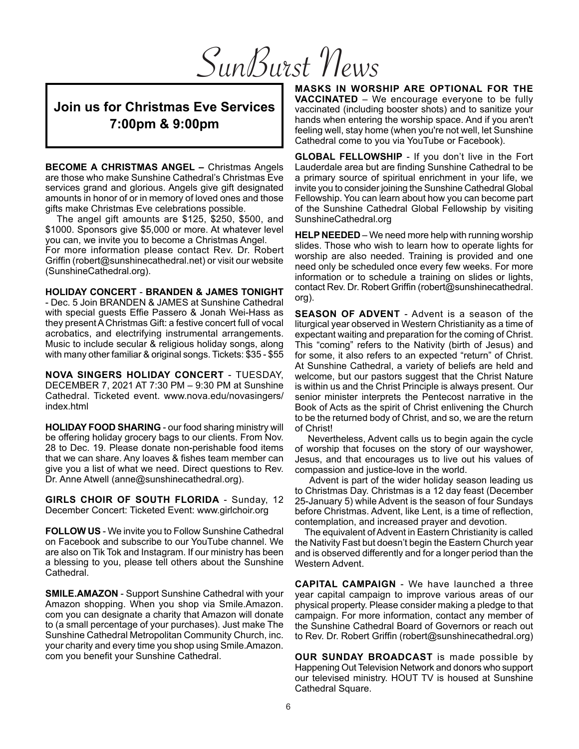# SunBurst News

**Join us for Christmas Eve Services**
**7:00pm & 9:00pm**

**BECOME A CHRISTMAS ANGEL –** Christmas Angels are those who make Sunshine Cathedral's Christmas Eve services grand and glorious. Angels give gift designated amounts in honor of or in memory of loved ones and those gifts make Christmas Eve celebrations possible.

The angel gift amounts are $125, $250, $500, and $1000. Sponsors give $5,000 or more. At whatever level you can, we invite you to become a Christmas Angel.
For more information please contact Rev. Dr. Robert Griffin (robert@sunshinecathedral.net) or visit our website (SunshineCathedral.org).

**HOLIDAY CONCERT** - **BRANDEN & JAMES TONIGHT** - Dec. 5 Join BRANDEN & JAMES at Sunshine Cathedral with special guests Effie Passero & Jonah Wei-Hass as they present A Christmas Gift: a festive concert full of vocal acrobatics, and electrifying instrumental arrangements. Music to include secular & religious holiday songs, along with many other familiar & original songs. Tickets: $35 - $55

**NOVA SINGERS HOLIDAY CONCERT** - TUESDAY, DECEMBER 7, 2021 AT 7:30 PM – 9:30 PM at Sunshine Cathedral. Ticketed event. www.nova.edu/novasingers/index.html

**HOLIDAY FOOD SHARING** - our food sharing ministry will be offering holiday grocery bags to our clients. From Nov. 28 to Dec. 19. Please donate non-perishable food items that we can share. Any loaves & fishes team member can give you a list of what we need. Direct questions to Rev. Dr. Anne Atwell (anne@sunshinecathedral.org).

**GIRLS CHOIR OF SOUTH FLORIDA** - Sunday, 12 December Concert: Ticketed Event: www.girlchoir.org

**FOLLOW US** - We invite you to Follow Sunshine Cathedral on Facebook and subscribe to our YouTube channel. We are also on Tik Tok and Instagram. If our ministry has been a blessing to you, please tell others about the Sunshine Cathedral.

**SMILE.AMAZON** - Support Sunshine Cathedral with your Amazon shopping. When you shop via Smile.Amazon.com you can designate a charity that Amazon will donate to (a small percentage of your purchases). Just make The Sunshine Cathedral Metropolitan Community Church, inc. your charity and every time you shop using Smile.Amazon.com you benefit your Sunshine Cathedral.

**MASKS IN WORSHIP ARE OPTIONAL FOR THE VACCINATED** – We encourage everyone to be fully vaccinated (including booster shots) and to sanitize your hands when entering the worship space. And if you aren't feeling well, stay home (when you're not well, let Sunshine Cathedral come to you via YouTube or Facebook).

**GLOBAL FELLOWSHIP** - If you don't live in the Fort Lauderdale area but are finding Sunshine Cathedral to be a primary source of spiritual enrichment in your life, we invite you to consider joining the Sunshine Cathedral Global Fellowship. You can learn about how you can become part of the Sunshine Cathedral Global Fellowship by visiting SunshineCathedral.org

**HELP NEEDED** – We need more help with running worship slides. Those who wish to learn how to operate lights for worship are also needed. Training is provided and one need only be scheduled once every few weeks. For more information or to schedule a training on slides or lights, contact Rev. Dr. Robert Griffin (robert@sunshinecathedral.org).

**SEASON OF ADVENT** - Advent is a season of the liturgical year observed in Western Christianity as a time of expectant waiting and preparation for the coming of Christ. This "coming" refers to the Nativity (birth of Jesus) and for some, it also refers to an expected "return" of Christ. At Sunshine Cathedral, a variety of beliefs are held and welcome, but our pastors suggest that the Christ Nature is within us and the Christ Principle is always present. Our senior minister interprets the Pentecost narrative in the Book of Acts as the spirit of Christ enlivening the Church to be the returned body of Christ, and so, we are the return of Christ!

Nevertheless, Advent calls us to begin again the cycle of worship that focuses on the story of our wayshower, Jesus, and that encourages us to live out his values of compassion and justice-love in the world.

Advent is part of the wider holiday season leading us to Christmas Day. Christmas is a 12 day feast (December 25-January 5) while Advent is the season of four Sundays before Christmas. Advent, like Lent, is a time of reflection, contemplation, and increased prayer and devotion.

The equivalent of Advent in Eastern Christianity is called the Nativity Fast but doesn't begin the Eastern Church year and is observed differently and for a longer period than the Western Advent.

**CAPITAL CAMPAIGN** - We have launched a three year capital campaign to improve various areas of our physical property. Please consider making a pledge to that campaign. For more information, contact any member of the Sunshine Cathedral Board of Governors or reach out to Rev. Dr. Robert Griffin (robert@sunshinecathedral.org)

**OUR SUNDAY BROADCAST** is made possible by Happening Out Television Network and donors who support our televised ministry. HOUT TV is housed at Sunshine Cathedral Square.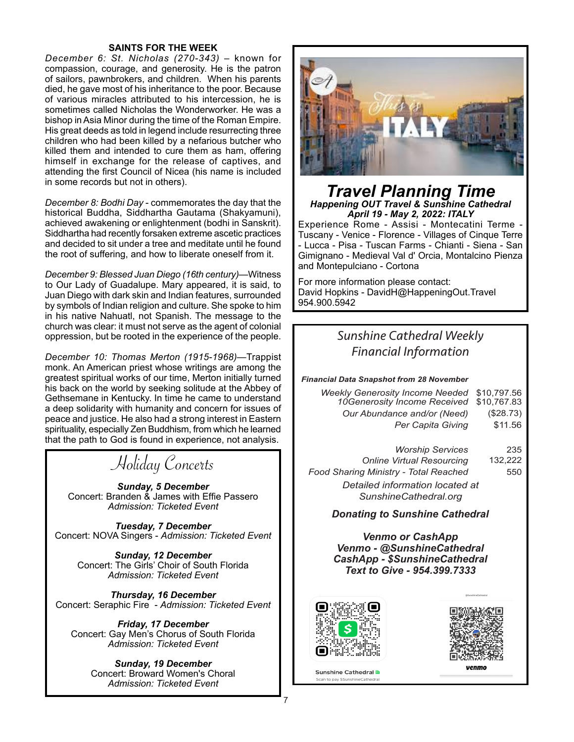## SAINTS FOR THE WEEK

*December 6: St. Nicholas (270-343)* – known for compassion, courage, and generosity. He is the patron of sailors, pawnbrokers, and children. When his parents died, he gave most of his inheritance to the poor. Because of various miracles attributed to his intercession, he is sometimes called Nicholas the Wonderworker. He was a bishop in Asia Minor during the time of the Roman Empire. His great deeds as told in legend include resurrecting three children who had been killed by a nefarious butcher who killed them and intended to cure them as ham, offering himself in exchange for the release of captives, and attending the first Council of Nicea (his name is included in some records but not in others).

*December 8: Bodhi Day* - commemorates the day that the historical Buddha, Siddhartha Gautama (Shakyamuni), achieved awakening or enlightenment (bodhi in Sanskrit). Siddhartha had recently forsaken extreme ascetic practices and decided to sit under a tree and meditate until he found the root of suffering, and how to liberate oneself from it.

*December 9: Blessed Juan Diego (16th century)*—Witness to Our Lady of Guadalupe. Mary appeared, it is said, to Juan Diego with dark skin and Indian features, surrounded by symbols of Indian religion and culture. She spoke to him in his native Nahuatl, not Spanish. The message to the church was clear: it must not serve as the agent of colonial oppression, but be rooted in the experience of the people.

*December 10: Thomas Merton (1915-1968)*—Trappist monk. An American priest whose writings are among the greatest spiritual works of our time, Merton initially turned his back on the world by seeking solitude at the Abbey of Gethsemane in Kentucky. In time he came to understand a deep solidarity with humanity and concern for issues of peace and justice. He also had a strong interest in Eastern spirituality, especially Zen Buddhism, from which he learned that the path to God is found in experience, not analysis.

## Holiday Concerts

***Sunday, 5 December***
Concert: Branden & James with Effie Passero
*Admission: Ticketed Event*

***Tuesday, 7 December***
Concert: NOVA Singers - *Admission: Ticketed Event*

***Sunday, 12 December***
Concert: The Girls' Choir of South Florida
*Admission: Ticketed Event*

***Thursday, 16 December***
Concert: Seraphic Fire - *Admission: Ticketed Event*

***Friday, 17 December***
Concert: Gay Men's Chorus of South Florida
*Admission: Ticketed Event*

***Sunday, 19 December***
Concert: Broward Women's Choral
*Admission: Ticketed Event*

This is ITALY

## *Travel Planning Time*

***Happening OUT Travel & Sunshine Cathedral***
***April 19 - May 2, 2022: ITALY***

Experience Rome - Assisi - Montecatini Terme - Tuscany - Venice - Florence - Villages of Cinque Terre - Lucca - Pisa - Tuscan Farms - Chianti - Siena - San Gimignano - Medieval Val d' Orcia, Montalcino Pienza and Montepulciano - Cortona

For more information please contact:
David Hopkins - DavidH@HappeningOut.Travel
954.900.5942

## *Sunshine Cathedral Weekly Financial Information*

***Financial Data Snapshot from 28 November***

| | |
|---|---|
| *Weekly Generosity Income Needed* | $10,797.56 |
| *10Generosity Income Received* | $10,767.83 |
| *Our Abundance and/or (Need)* | ($28.73) |
| *Per Capita Giving* | $11.56 |
| *Worship Services* | 235 |
| *Online Virtual Resourcing* | 132,222 |
| *Food Sharing Ministry - Total Reached* | 550 |

*Detailed information located at SunshineCathedral.org*

***Donating to Sunshine Cathedral***

***Venmo or CashApp***
***Venmo - @SunshineCathedral***
***CashApp - $SunshineCathedral***
***Text to Give - 954.399.7333***

Sunshine Cathedral
Scan to pay $SunshineCathedral

@SunshineCathedral
venmo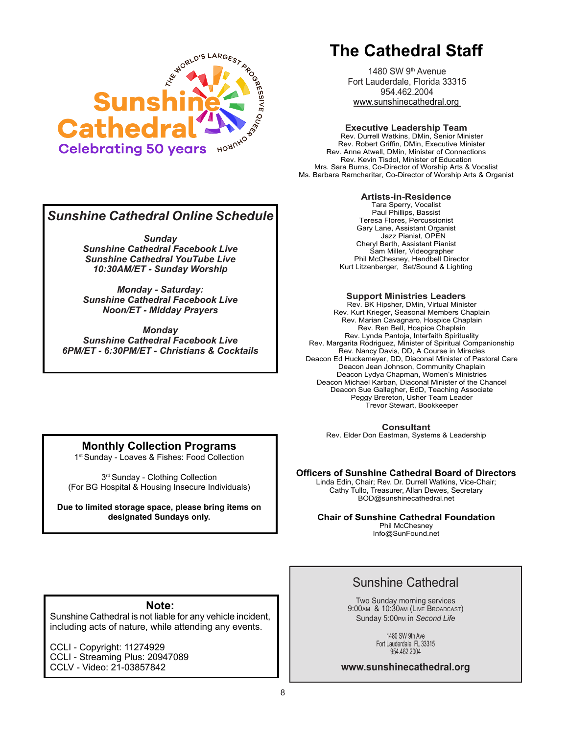THE WORLD'S LARGEST PROGRESSIVE QUEER CHURCH

**Sunshine Cathedral**

**Celebrating 50 years**

# The Cathedral Staff

1480 SW 9th Avenue
Fort Lauderdale, Florida 33315
954.462.2004
www.sunshinecathedral.org

### Executive Leadership Team

Rev. Durrell Watkins, DMin, Senior Minister
Rev. Robert Griffin, DMin, Executive Minister
Rev. Anne Atwell, DMin, Minister of Connections
Rev. Kevin Tisdol, Minister of Education
Mrs. Sara Burns, Co-Director of Worship Arts & Vocalist
Ms. Barbara Ramcharitar, Co-Director of Worship Arts & Organist

### Artists-in-Residence

Tara Sperry, Vocalist
Paul Phillips, Bassist
Teresa Flores, Percussionist
Gary Lane, Assistant Organist
Jazz Pianist, OPEN
Cheryl Barth, Assistant Pianist
Sam Miller, Videographer
Phil McChesney, Handbell Director
Kurt Litzenberger, Set/Sound & Lighting

### Support Ministries Leaders

Rev. BK Hipsher, DMin, Virtual Minister
Rev. Kurt Krieger, Seasonal Members Chaplain
Rev. Marian Cavagnaro, Hospice Chaplain
Rev. Ren Bell, Hospice Chaplain
Rev. Lynda Pantoja, Interfaith Spirituality
Rev. Margarita Rodriguez, Minister of Spiritual Companionship
Rev. Nancy Davis, DD, A Course in Miracles
Deacon Ed Huckemeyer, DD, Diaconal Minister of Pastoral Care
Deacon Jean Johnson, Community Chaplain
Deacon Lydya Chapman, Women's Ministries
Deacon Michael Karban, Diaconal Minister of the Chancel
Deacon Sue Gallagher, EdD, Teaching Associate
Peggy Brereton, Usher Team Leader
Trevor Stewart, Bookkeeper

### Consultant

Rev. Elder Don Eastman, Systems & Leadership

### Officers of Sunshine Cathedral Board of Directors

Linda Edin, Chair; Rev. Dr. Durrell Watkins, Vice-Chair;
Cathy Tullo, Treasurer, Allan Dewes, Secretary
BOD@sunshinecathedral.net

### Chair of Sunshine Cathedral Foundation

Phil McChesney
Info@SunFound.net

## *Sunshine Cathedral Online Schedule*

***Sunday***
***Sunshine Cathedral Facebook Live***
***Sunshine Cathedral YouTube Live***
***10:30AM/ET - Sunday Worship***

***Monday - Saturday:***
***Sunshine Cathedral Facebook Live***
***Noon/ET - Midday Prayers***

***Monday***
***Sunshine Cathedral Facebook Live***
***6PM/ET - 6:30PM/ET - Christians & Cocktails***

### Monthly Collection Programs

1st Sunday - Loaves & Fishes: Food Collection

3rd Sunday - Clothing Collection
(For BG Hospital & Housing Insecure Individuals)

**Due to limited storage space, please bring items on designated Sundays only.**

### Note:

Sunshine Cathedral is not liable for any vehicle incident, including acts of nature, while attending any events.

CCLI - Copyright: 11274929
CCLI - Streaming Plus: 20947089
CCLV - Video: 21-03857842

## Sunshine Cathedral

Two Sunday morning services
9:00AM & 10:30AM (LIVE BROADCAST)
Sunday 5:00PM in *Second Life*

1480 SW 9th Ave
Fort Lauderdale, FL 33315
954.462.2004

**www.sunshinecathedral.org**